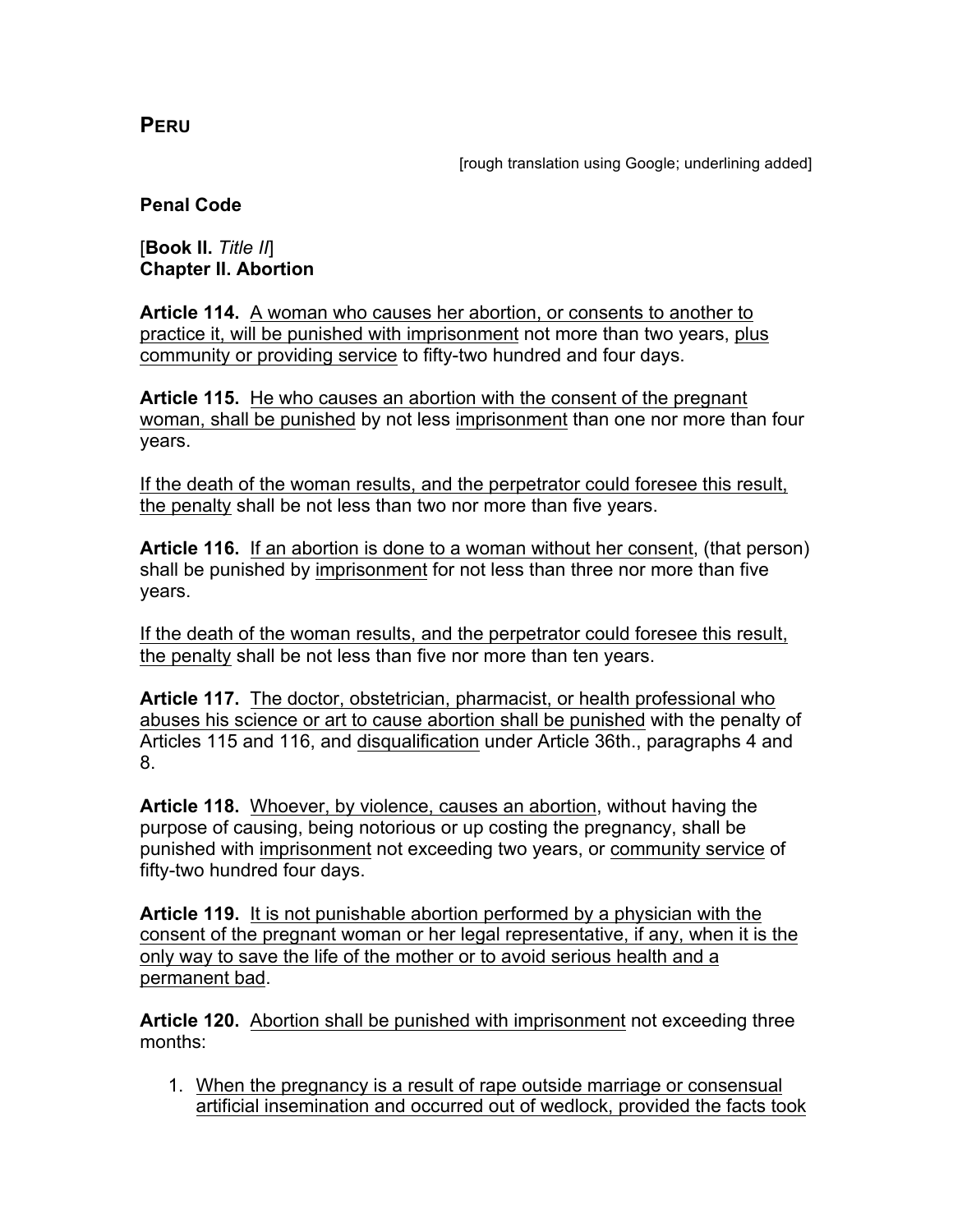# PERU

[rough translation using Google; underlining added]

**Penal Code**

[**Book II.** *Title II*]
**Chapter II. Abortion**

**Article 114.** A woman who causes her abortion, or consents to another to practice it, will be punished with imprisonment not more than two years, plus community or providing service to fifty-two hundred and four days.

**Article 115.** He who causes an abortion with the consent of the pregnant woman, shall be punished by not less imprisonment than one nor more than four years.

If the death of the woman results, and the perpetrator could foresee this result, the penalty shall be not less than two nor more than five years.

**Article 116.** If an abortion is done to a woman without her consent, (that person) shall be punished by imprisonment for not less than three nor more than five years.

If the death of the woman results, and the perpetrator could foresee this result, the penalty shall be not less than five nor more than ten years.

**Article 117.** The doctor, obstetrician, pharmacist, or health professional who abuses his science or art to cause abortion shall be punished with the penalty of Articles 115 and 116, and disqualification under Article 36th., paragraphs 4 and 8.

**Article 118.** Whoever, by violence, causes an abortion, without having the purpose of causing, being notorious or up costing the pregnancy, shall be punished with imprisonment not exceeding two years, or community service of fifty-two hundred four days.

**Article 119.** It is not punishable abortion performed by a physician with the consent of the pregnant woman or her legal representative, if any, when it is the only way to save the life of the mother or to avoid serious health and a permanent bad.

**Article 120.** Abortion shall be punished with imprisonment not exceeding three months:

1. When the pregnancy is a result of rape outside marriage or consensual artificial insemination and occurred out of wedlock, provided the facts took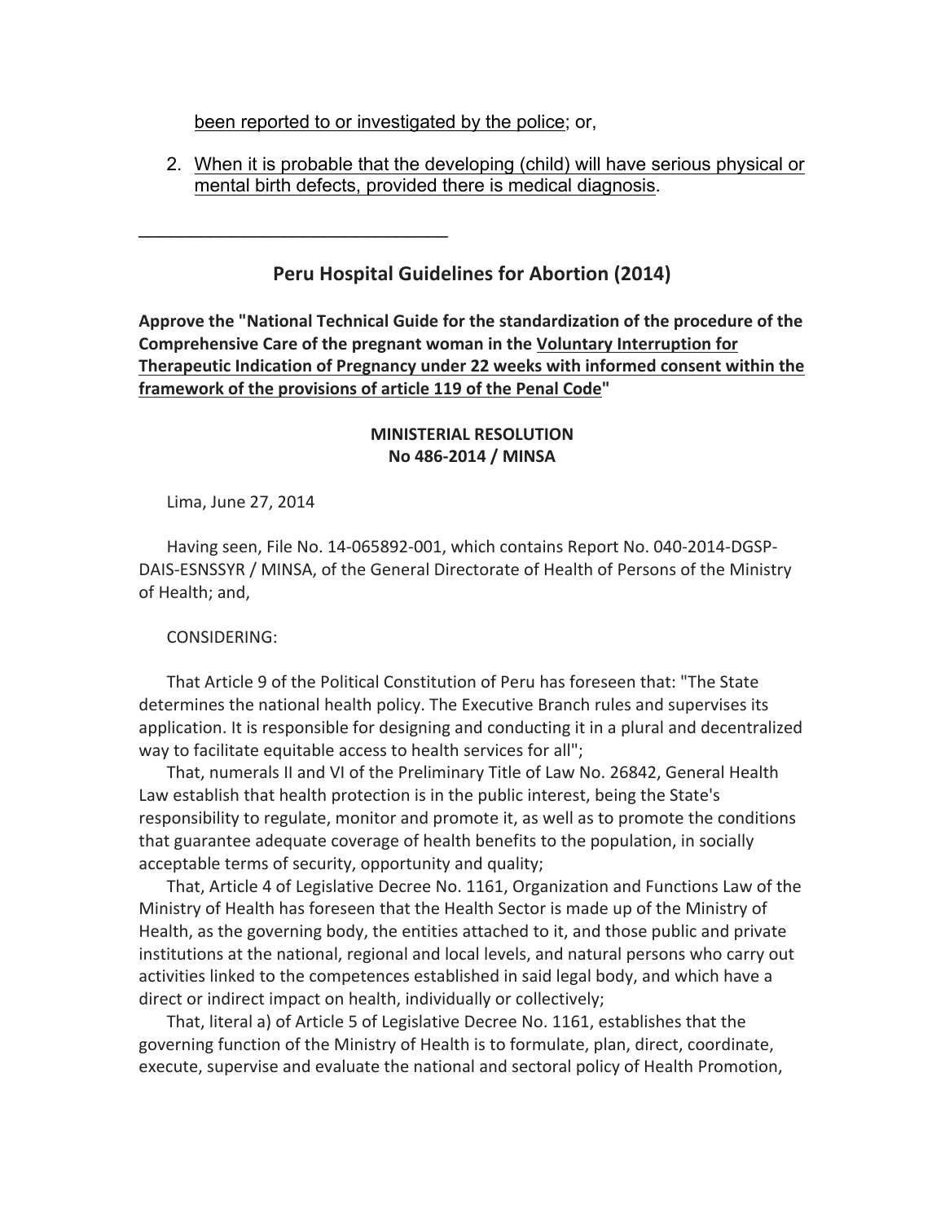been reported to or investigated by the police; or,

2. When it is probable that the developing (child) will have serious physical or mental birth defects, provided there is medical diagnosis.

---

## Peru Hospital Guidelines for Abortion (2014)

**Approve the "National Technical Guide for the standardization of the procedure of the Comprehensive Care of the pregnant woman in the Voluntary Interruption for Therapeutic Indication of Pregnancy under 22 weeks with informed consent within the framework of the provisions of article 119 of the Penal Code"**

**MINISTERIAL RESOLUTION**
**No 486-2014 / MINSA**

Lima, June 27, 2014

Having seen, File No. 14-065892-001, which contains Report No. 040-2014-DGSP-DAIS-ESNSSYR / MINSA, of the General Directorate of Health of Persons of the Ministry of Health; and,

CONSIDERING:

That Article 9 of the Political Constitution of Peru has foreseen that: "The State determines the national health policy. The Executive Branch rules and supervises its application. It is responsible for designing and conducting it in a plural and decentralized way to facilitate equitable access to health services for all";

That, numerals II and VI of the Preliminary Title of Law No. 26842, General Health Law establish that health protection is in the public interest, being the State's responsibility to regulate, monitor and promote it, as well as to promote the conditions that guarantee adequate coverage of health benefits to the population, in socially acceptable terms of security, opportunity and quality;

That, Article 4 of Legislative Decree No. 1161, Organization and Functions Law of the Ministry of Health has foreseen that the Health Sector is made up of the Ministry of Health, as the governing body, the entities attached to it, and those public and private institutions at the national, regional and local levels, and natural persons who carry out activities linked to the competences established in said legal body, and which have a direct or indirect impact on health, individually or collectively;

That, literal a) of Article 5 of Legislative Decree No. 1161, establishes that the governing function of the Ministry of Health is to formulate, plan, direct, coordinate, execute, supervise and evaluate the national and sectoral policy of Health Promotion,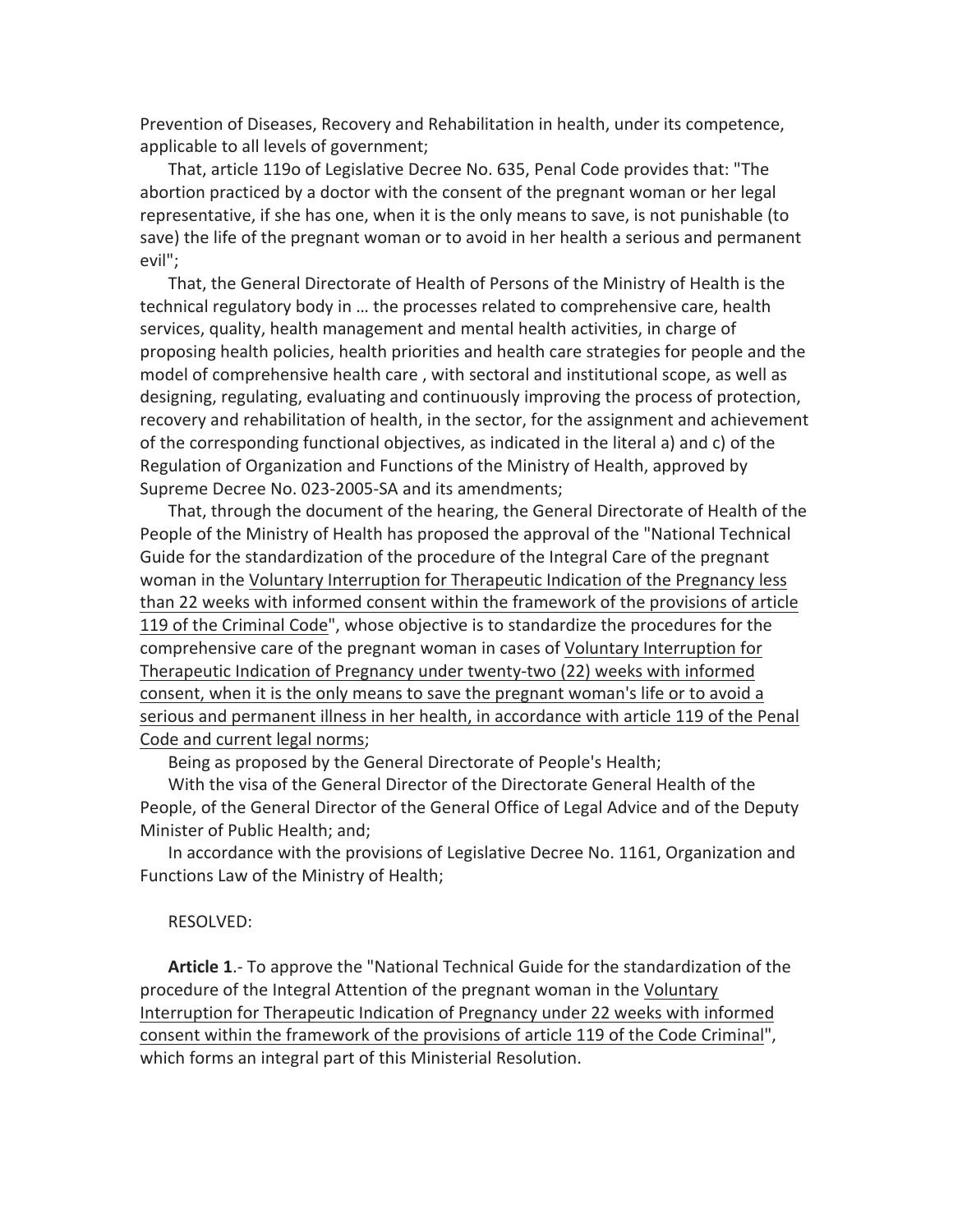Prevention of Diseases, Recovery and Rehabilitation in health, under its competence, applicable to all levels of government;

That, article 119o of Legislative Decree No. 635, Penal Code provides that: "The abortion practiced by a doctor with the consent of the pregnant woman or her legal representative, if she has one, when it is the only means to save, is not punishable (to save) the life of the pregnant woman or to avoid in her health a serious and permanent evil";

That, the General Directorate of Health of Persons of the Ministry of Health is the technical regulatory body in … the processes related to comprehensive care, health services, quality, health management and mental health activities, in charge of proposing health policies, health priorities and health care strategies for people and the model of comprehensive health care , with sectoral and institutional scope, as well as designing, regulating, evaluating and continuously improving the process of protection, recovery and rehabilitation of health, in the sector, for the assignment and achievement of the corresponding functional objectives, as indicated in the literal a) and c) of the Regulation of Organization and Functions of the Ministry of Health, approved by Supreme Decree No. 023-2005-SA and its amendments;

That, through the document of the hearing, the General Directorate of Health of the People of the Ministry of Health has proposed the approval of the "National Technical Guide for the standardization of the procedure of the Integral Care of the pregnant woman in the Voluntary Interruption for Therapeutic Indication of the Pregnancy less than 22 weeks with informed consent within the framework of the provisions of article 119 of the Criminal Code", whose objective is to standardize the procedures for the comprehensive care of the pregnant woman in cases of Voluntary Interruption for Therapeutic Indication of Pregnancy under twenty-two (22) weeks with informed consent, when it is the only means to save the pregnant woman's life or to avoid a serious and permanent illness in her health, in accordance with article 119 of the Penal Code and current legal norms;

Being as proposed by the General Directorate of People's Health;

With the visa of the General Director of the Directorate General Health of the People, of the General Director of the General Office of Legal Advice and of the Deputy Minister of Public Health; and;

In accordance with the provisions of Legislative Decree No. 1161, Organization and Functions Law of the Ministry of Health;

RESOLVED:

**Article 1**.- To approve the "National Technical Guide for the standardization of the procedure of the Integral Attention of the pregnant woman in the Voluntary Interruption for Therapeutic Indication of Pregnancy under 22 weeks with informed consent within the framework of the provisions of article 119 of the Code Criminal", which forms an integral part of this Ministerial Resolution.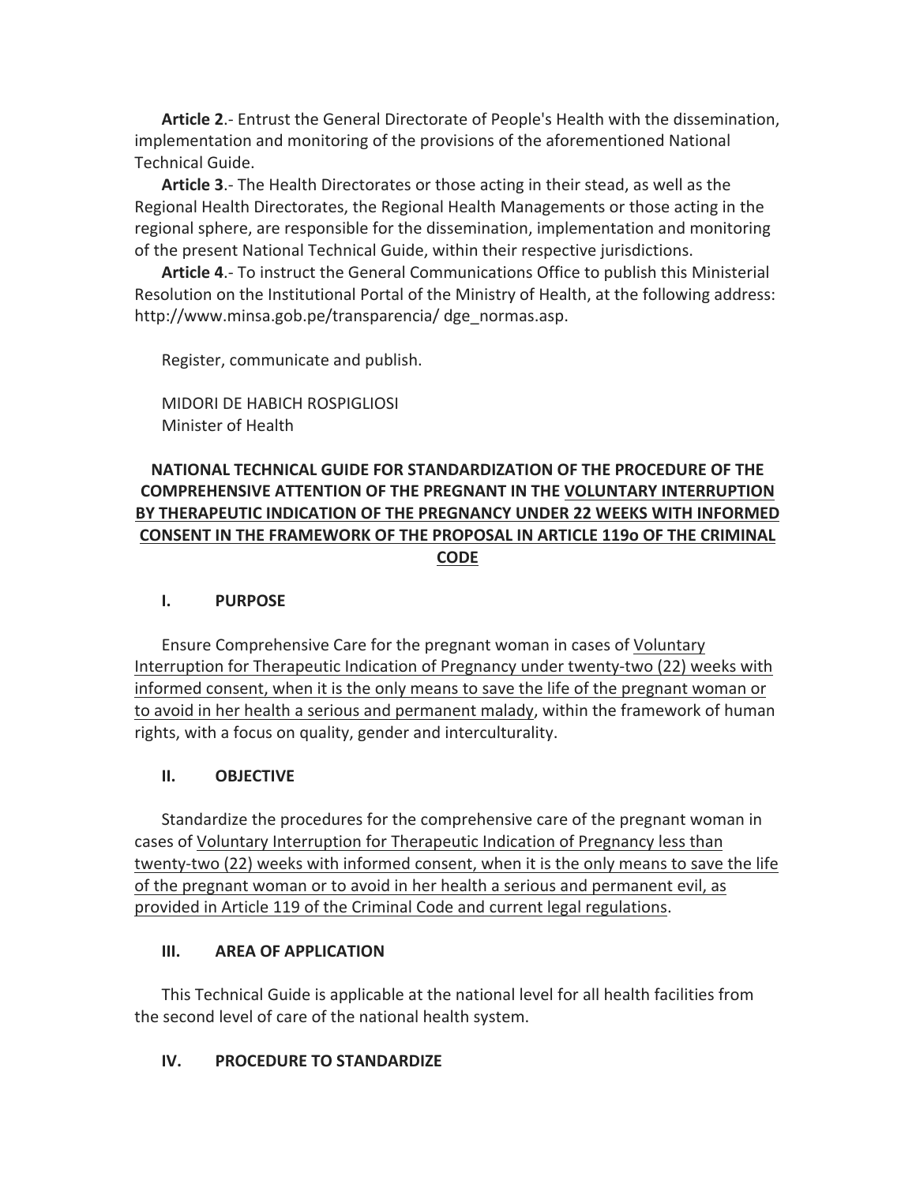**Article 2**.- Entrust the General Directorate of People's Health with the dissemination, implementation and monitoring of the provisions of the aforementioned National Technical Guide.

**Article 3**.- The Health Directorates or those acting in their stead, as well as the Regional Health Directorates, the Regional Health Managements or those acting in the regional sphere, are responsible for the dissemination, implementation and monitoring of the present National Technical Guide, within their respective jurisdictions.

**Article 4**.- To instruct the General Communications Office to publish this Ministerial Resolution on the Institutional Portal of the Ministry of Health, at the following address: http://www.minsa.gob.pe/transparencia/ dge_normas.asp.

Register, communicate and publish.

MIDORI DE HABICH ROSPIGLIOSI
Minister of Health

**NATIONAL TECHNICAL GUIDE FOR STANDARDIZATION OF THE PROCEDURE OF THE COMPREHENSIVE ATTENTION OF THE PREGNANT IN THE VOLUNTARY INTERRUPTION BY THERAPEUTIC INDICATION OF THE PREGNANCY UNDER 22 WEEKS WITH INFORMED CONSENT IN THE FRAMEWORK OF THE PROPOSAL IN ARTICLE 119o OF THE CRIMINAL CODE**

## I. PURPOSE

Ensure Comprehensive Care for the pregnant woman in cases of Voluntary Interruption for Therapeutic Indication of Pregnancy under twenty-two (22) weeks with informed consent, when it is the only means to save the life of the pregnant woman or to avoid in her health a serious and permanent malady, within the framework of human rights, with a focus on quality, gender and interculturality.

## II. OBJECTIVE

Standardize the procedures for the comprehensive care of the pregnant woman in cases of Voluntary Interruption for Therapeutic Indication of Pregnancy less than twenty-two (22) weeks with informed consent, when it is the only means to save the life of the pregnant woman or to avoid in her health a serious and permanent evil, as provided in Article 119 of the Criminal Code and current legal regulations.

## III. AREA OF APPLICATION

This Technical Guide is applicable at the national level for all health facilities from the second level of care of the national health system.

## IV. PROCEDURE TO STANDARDIZE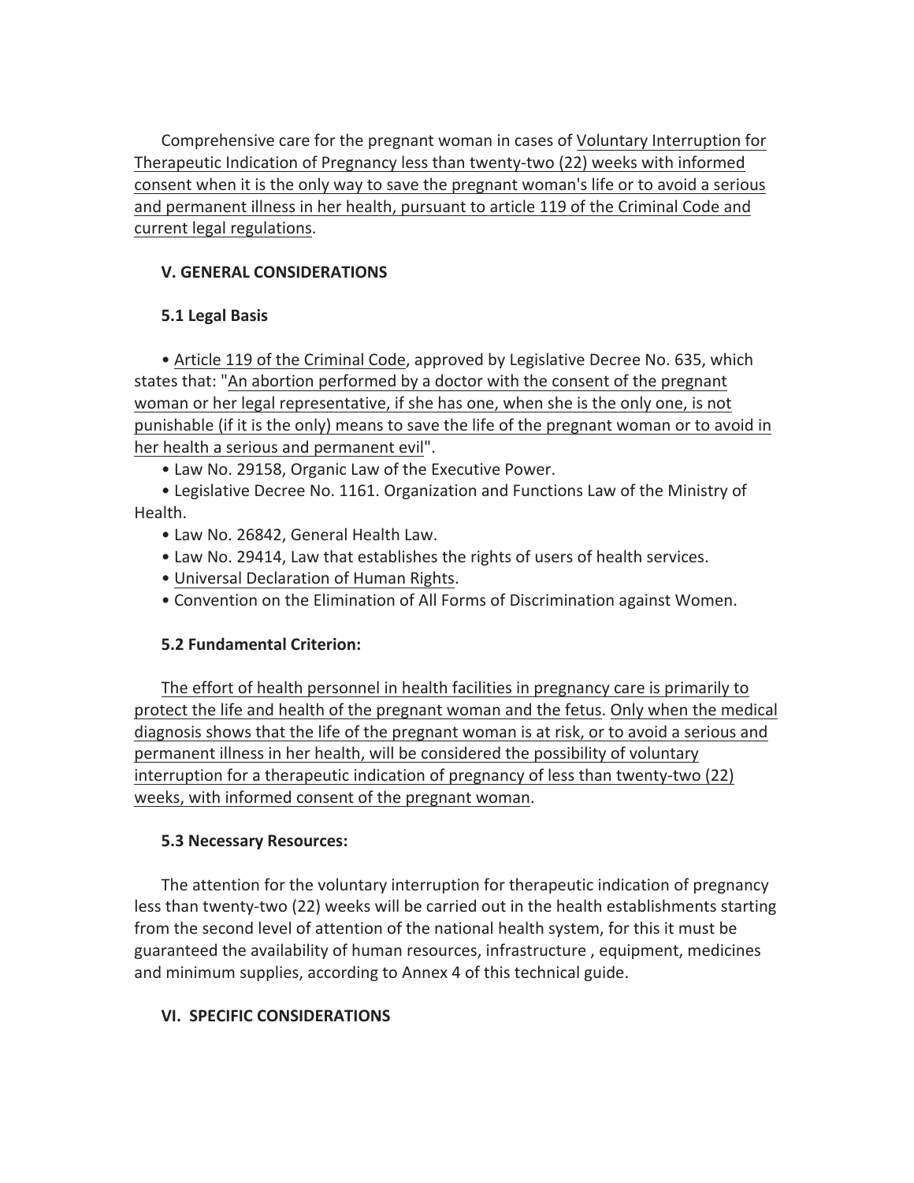Comprehensive care for the pregnant woman in cases of Voluntary Interruption for Therapeutic Indication of Pregnancy less than twenty-two (22) weeks with informed consent when it is the only way to save the pregnant woman's life or to avoid a serious and permanent illness in her health, pursuant to article 119 of the Criminal Code and current legal regulations.

## V. GENERAL CONSIDERATIONS

### 5.1 Legal Basis

- Article 119 of the Criminal Code, approved by Legislative Decree No. 635, which states that: "An abortion performed by a doctor with the consent of the pregnant woman or her legal representative, if she has one, when she is the only one, is not punishable (if it is the only) means to save the life of the pregnant woman or to avoid in her health a serious and permanent evil".
- Law No. 29158, Organic Law of the Executive Power.
- Legislative Decree No. 1161. Organization and Functions Law of the Ministry of Health.
- Law No. 26842, General Health Law.
- Law No. 29414, Law that establishes the rights of users of health services.
- Universal Declaration of Human Rights.
- Convention on the Elimination of All Forms of Discrimination against Women.

### 5.2 Fundamental Criterion:

The effort of health personnel in health facilities in pregnancy care is primarily to protect the life and health of the pregnant woman and the fetus. Only when the medical diagnosis shows that the life of the pregnant woman is at risk, or to avoid a serious and permanent illness in her health, will be considered the possibility of voluntary interruption for a therapeutic indication of pregnancy of less than twenty-two (22) weeks, with informed consent of the pregnant woman.

### 5.3 Necessary Resources:

The attention for the voluntary interruption for therapeutic indication of pregnancy less than twenty-two (22) weeks will be carried out in the health establishments starting from the second level of attention of the national health system, for this it must be guaranteed the availability of human resources, infrastructure , equipment, medicines and minimum supplies, according to Annex 4 of this technical guide.

## VI. SPECIFIC CONSIDERATIONS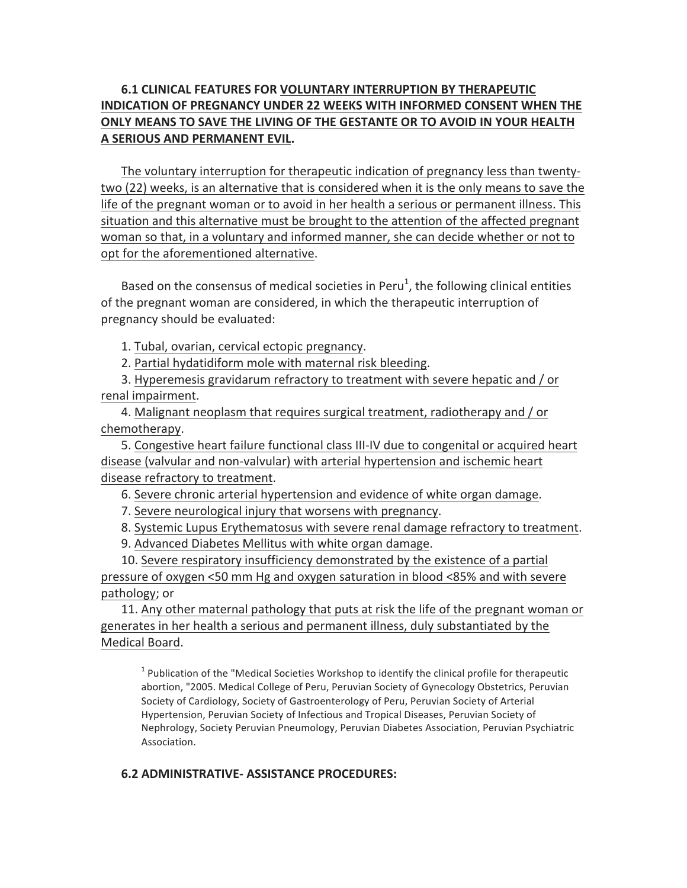### 6.1 CLINICAL FEATURES FOR VOLUNTARY INTERRUPTION BY THERAPEUTIC INDICATION OF PREGNANCY UNDER 22 WEEKS WITH INFORMED CONSENT WHEN THE ONLY MEANS TO SAVE THE LIVING OF THE GESTANTE OR TO AVOID IN YOUR HEALTH A SERIOUS AND PERMANENT EVIL.

The voluntary interruption for therapeutic indication of pregnancy less than twenty-two (22) weeks, is an alternative that is considered when it is the only means to save the life of the pregnant woman or to avoid in her health a serious or permanent illness. This situation and this alternative must be brought to the attention of the affected pregnant woman so that, in a voluntary and informed manner, she can decide whether or not to opt for the aforementioned alternative.

Based on the consensus of medical societies in Peru[1], the following clinical entities of the pregnant woman are considered, in which the therapeutic interruption of pregnancy should be evaluated:

1. Tubal, ovarian, cervical ectopic pregnancy.
2. Partial hydatidiform mole with maternal risk bleeding.
3. Hyperemesis gravidarum refractory to treatment with severe hepatic and / or renal impairment.
4. Malignant neoplasm that requires surgical treatment, radiotherapy and / or chemotherapy.
5. Congestive heart failure functional class III-IV due to congenital or acquired heart disease (valvular and non-valvular) with arterial hypertension and ischemic heart disease refractory to treatment.
6. Severe chronic arterial hypertension and evidence of white organ damage.
7. Severe neurological injury that worsens with pregnancy.
8. Systemic Lupus Erythematosus with severe renal damage refractory to treatment.
9. Advanced Diabetes Mellitus with white organ damage.
10. Severe respiratory insufficiency demonstrated by the existence of a partial pressure of oxygen <50 mm Hg and oxygen saturation in blood <85% and with severe pathology; or
11. Any other maternal pathology that puts at risk the life of the pregnant woman or generates in her health a serious and permanent illness, duly substantiated by the Medical Board.

[1] Publication of the "Medical Societies Workshop to identify the clinical profile for therapeutic abortion, "2005. Medical College of Peru, Peruvian Society of Gynecology Obstetrics, Peruvian Society of Cardiology, Society of Gastroenterology of Peru, Peruvian Society of Arterial Hypertension, Peruvian Society of Infectious and Tropical Diseases, Peruvian Society of Nephrology, Society Peruvian Pneumology, Peruvian Diabetes Association, Peruvian Psychiatric Association.

### 6.2 ADMINISTRATIVE- ASSISTANCE PROCEDURES: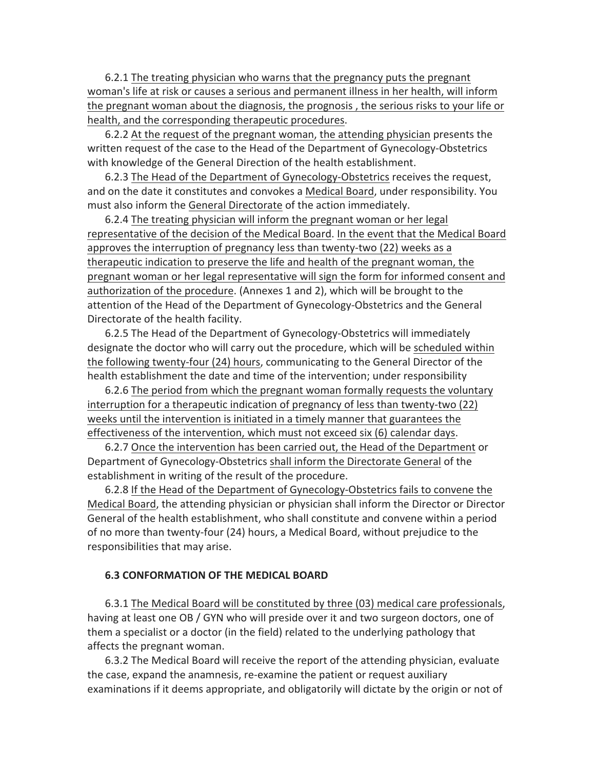6.2.1 The treating physician who warns that the pregnancy puts the pregnant woman's life at risk or causes a serious and permanent illness in her health, will inform the pregnant woman about the diagnosis, the prognosis , the serious risks to your life or health, and the corresponding therapeutic procedures.

6.2.2 At the request of the pregnant woman, the attending physician presents the written request of the case to the Head of the Department of Gynecology-Obstetrics with knowledge of the General Direction of the health establishment.

6.2.3 The Head of the Department of Gynecology-Obstetrics receives the request, and on the date it constitutes and convokes a Medical Board, under responsibility. You must also inform the General Directorate of the action immediately.

6.2.4 The treating physician will inform the pregnant woman or her legal representative of the decision of the Medical Board. In the event that the Medical Board approves the interruption of pregnancy less than twenty-two (22) weeks as a therapeutic indication to preserve the life and health of the pregnant woman, the pregnant woman or her legal representative will sign the form for informed consent and authorization of the procedure. (Annexes 1 and 2), which will be brought to the attention of the Head of the Department of Gynecology-Obstetrics and the General Directorate of the health facility.

6.2.5 The Head of the Department of Gynecology-Obstetrics will immediately designate the doctor who will carry out the procedure, which will be scheduled within the following twenty-four (24) hours, communicating to the General Director of the health establishment the date and time of the intervention; under responsibility

6.2.6 The period from which the pregnant woman formally requests the voluntary interruption for a therapeutic indication of pregnancy of less than twenty-two (22) weeks until the intervention is initiated in a timely manner that guarantees the effectiveness of the intervention, which must not exceed six (6) calendar days.

6.2.7 Once the intervention has been carried out, the Head of the Department or Department of Gynecology-Obstetrics shall inform the Directorate General of the establishment in writing of the result of the procedure.

6.2.8 If the Head of the Department of Gynecology-Obstetrics fails to convene the Medical Board, the attending physician or physician shall inform the Director or Director General of the health establishment, who shall constitute and convene within a period of no more than twenty-four (24) hours, a Medical Board, without prejudice to the responsibilities that may arise.

### 6.3 CONFORMATION OF THE MEDICAL BOARD

6.3.1 The Medical Board will be constituted by three (03) medical care professionals, having at least one OB / GYN who will preside over it and two surgeon doctors, one of them a specialist or a doctor (in the field) related to the underlying pathology that affects the pregnant woman.

6.3.2 The Medical Board will receive the report of the attending physician, evaluate the case, expand the anamnesis, re-examine the patient or request auxiliary examinations if it deems appropriate, and obligatorily will dictate by the origin or not of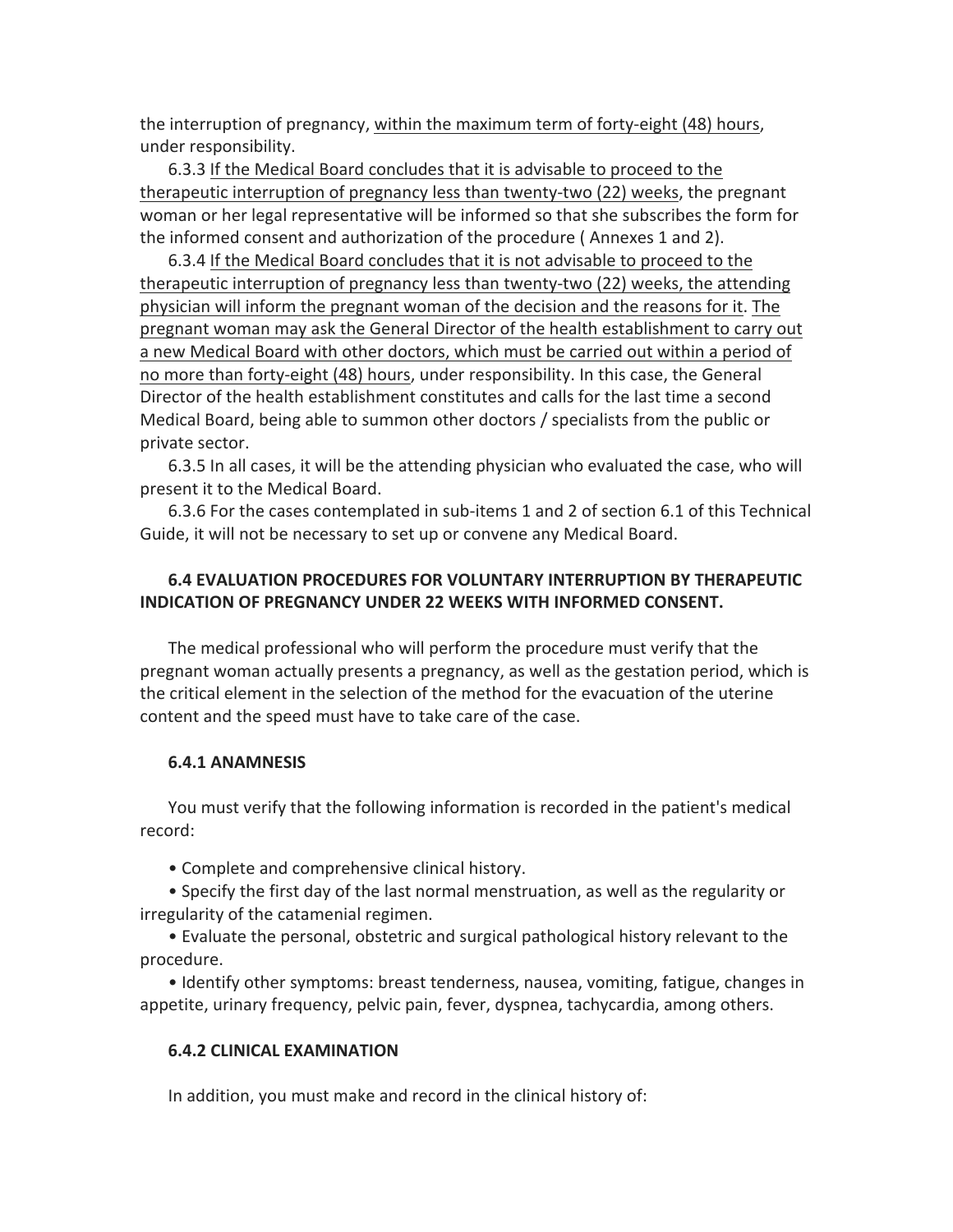the interruption of pregnancy, within the maximum term of forty-eight (48) hours, under responsibility.

6.3.3 If the Medical Board concludes that it is advisable to proceed to the therapeutic interruption of pregnancy less than twenty-two (22) weeks, the pregnant woman or her legal representative will be informed so that she subscribes the form for the informed consent and authorization of the procedure ( Annexes 1 and 2).

6.3.4 If the Medical Board concludes that it is not advisable to proceed to the therapeutic interruption of pregnancy less than twenty-two (22) weeks, the attending physician will inform the pregnant woman of the decision and the reasons for it. The pregnant woman may ask the General Director of the health establishment to carry out a new Medical Board with other doctors, which must be carried out within a period of no more than forty-eight (48) hours, under responsibility. In this case, the General Director of the health establishment constitutes and calls for the last time a second Medical Board, being able to summon other doctors / specialists from the public or private sector.

6.3.5 In all cases, it will be the attending physician who evaluated the case, who will present it to the Medical Board.

6.3.6 For the cases contemplated in sub-items 1 and 2 of section 6.1 of this Technical Guide, it will not be necessary to set up or convene any Medical Board.

### 6.4 EVALUATION PROCEDURES FOR VOLUNTARY INTERRUPTION BY THERAPEUTIC INDICATION OF PREGNANCY UNDER 22 WEEKS WITH INFORMED CONSENT.

The medical professional who will perform the procedure must verify that the pregnant woman actually presents a pregnancy, as well as the gestation period, which is the critical element in the selection of the method for the evacuation of the uterine content and the speed must have to take care of the case.

#### 6.4.1 ANAMNESIS

You must verify that the following information is recorded in the patient's medical record:

- Complete and comprehensive clinical history.
- Specify the first day of the last normal menstruation, as well as the regularity or irregularity of the catamenial regimen.
- Evaluate the personal, obstetric and surgical pathological history relevant to the procedure.
- Identify other symptoms: breast tenderness, nausea, vomiting, fatigue, changes in appetite, urinary frequency, pelvic pain, fever, dyspnea, tachycardia, among others.

#### 6.4.2 CLINICAL EXAMINATION

In addition, you must make and record in the clinical history of: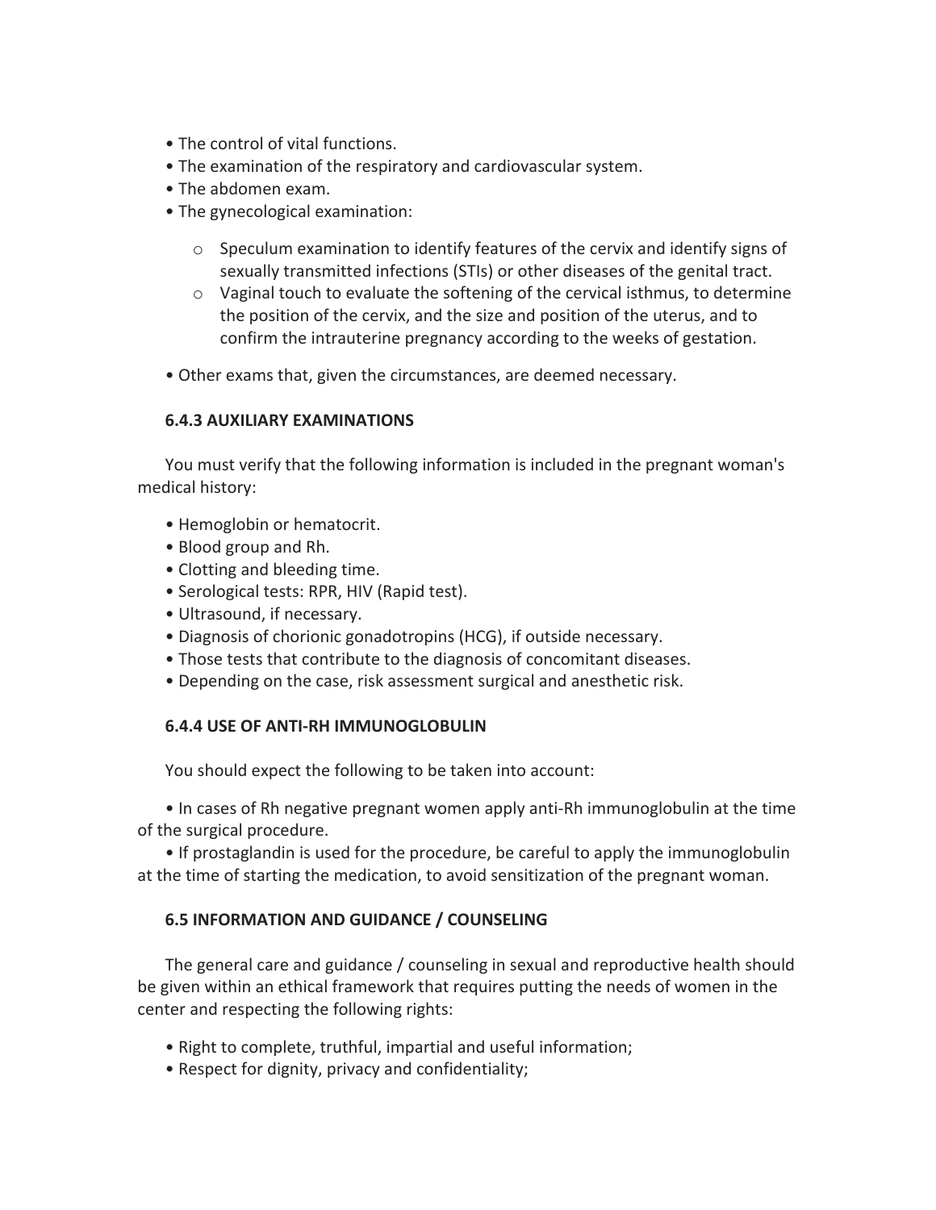- The control of vital functions.
- The examination of the respiratory and cardiovascular system.
- The abdomen exam.
- The gynecological examination:
  - Speculum examination to identify features of the cervix and identify signs of sexually transmitted infections (STIs) or other diseases of the genital tract.
  - Vaginal touch to evaluate the softening of the cervical isthmus, to determine the position of the cervix, and the size and position of the uterus, and to confirm the intrauterine pregnancy according to the weeks of gestation.
- Other exams that, given the circumstances, are deemed necessary.

### 6.4.3 AUXILIARY EXAMINATIONS

You must verify that the following information is included in the pregnant woman's medical history:

- Hemoglobin or hematocrit.
- Blood group and Rh.
- Clotting and bleeding time.
- Serological tests: RPR, HIV (Rapid test).
- Ultrasound, if necessary.
- Diagnosis of chorionic gonadotropins (HCG), if outside necessary.
- Those tests that contribute to the diagnosis of concomitant diseases.
- Depending on the case, risk assessment surgical and anesthetic risk.

### 6.4.4 USE OF ANTI-RH IMMUNOGLOBULIN

You should expect the following to be taken into account:

- In cases of Rh negative pregnant women apply anti-Rh immunoglobulin at the time of the surgical procedure.
- If prostaglandin is used for the procedure, be careful to apply the immunoglobulin at the time of starting the medication, to avoid sensitization of the pregnant woman.

### 6.5 INFORMATION AND GUIDANCE / COUNSELING

The general care and guidance / counseling in sexual and reproductive health should be given within an ethical framework that requires putting the needs of women in the center and respecting the following rights:

- Right to complete, truthful, impartial and useful information;
- Respect for dignity, privacy and confidentiality;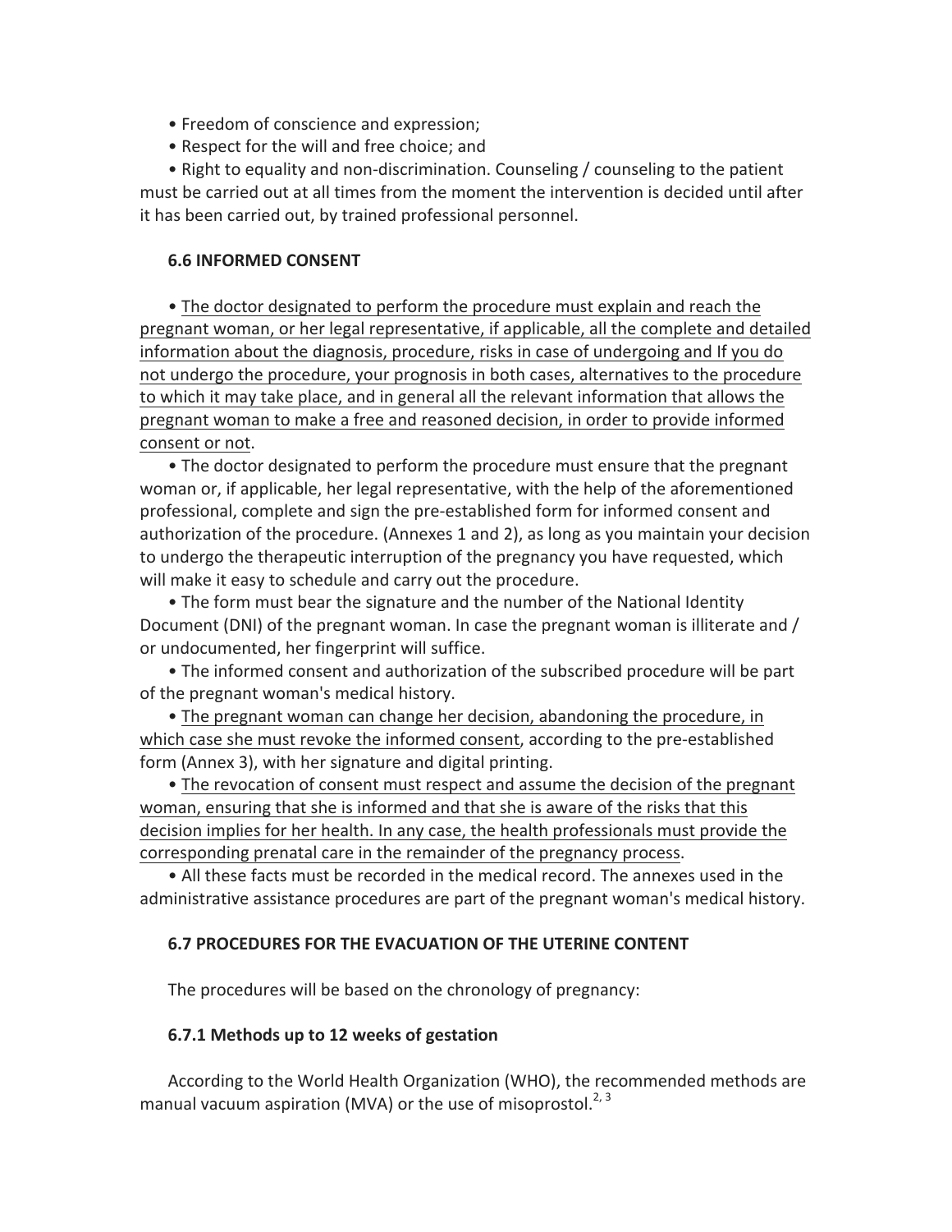- Freedom of conscience and expression;
- Respect for the will and free choice; and
- Right to equality and non-discrimination. Counseling / counseling to the patient must be carried out at all times from the moment the intervention is decided until after it has been carried out, by trained professional personnel.

### 6.6 INFORMED CONSENT

- The doctor designated to perform the procedure must explain and reach the pregnant woman, or her legal representative, if applicable, all the complete and detailed information about the diagnosis, procedure, risks in case of undergoing and If you do not undergo the procedure, your prognosis in both cases, alternatives to the procedure to which it may take place, and in general all the relevant information that allows the pregnant woman to make a free and reasoned decision, in order to provide informed consent or not.
- The doctor designated to perform the procedure must ensure that the pregnant woman or, if applicable, her legal representative, with the help of the aforementioned professional, complete and sign the pre-established form for informed consent and authorization of the procedure. (Annexes 1 and 2), as long as you maintain your decision to undergo the therapeutic interruption of the pregnancy you have requested, which will make it easy to schedule and carry out the procedure.
- The form must bear the signature and the number of the National Identity Document (DNI) of the pregnant woman. In case the pregnant woman is illiterate and / or undocumented, her fingerprint will suffice.
- The informed consent and authorization of the subscribed procedure will be part of the pregnant woman's medical history.
- The pregnant woman can change her decision, abandoning the procedure, in which case she must revoke the informed consent, according to the pre-established form (Annex 3), with her signature and digital printing.
- The revocation of consent must respect and assume the decision of the pregnant woman, ensuring that she is informed and that she is aware of the risks that this decision implies for her health. In any case, the health professionals must provide the corresponding prenatal care in the remainder of the pregnancy process.
- All these facts must be recorded in the medical record. The annexes used in the administrative assistance procedures are part of the pregnant woman's medical history.

### 6.7 PROCEDURES FOR THE EVACUATION OF THE UTERINE CONTENT

The procedures will be based on the chronology of pregnancy:

#### 6.7.1 Methods up to 12 weeks of gestation

According to the World Health Organization (WHO), the recommended methods are manual vacuum aspiration (MVA) or the use of misoprostol.[2, 3]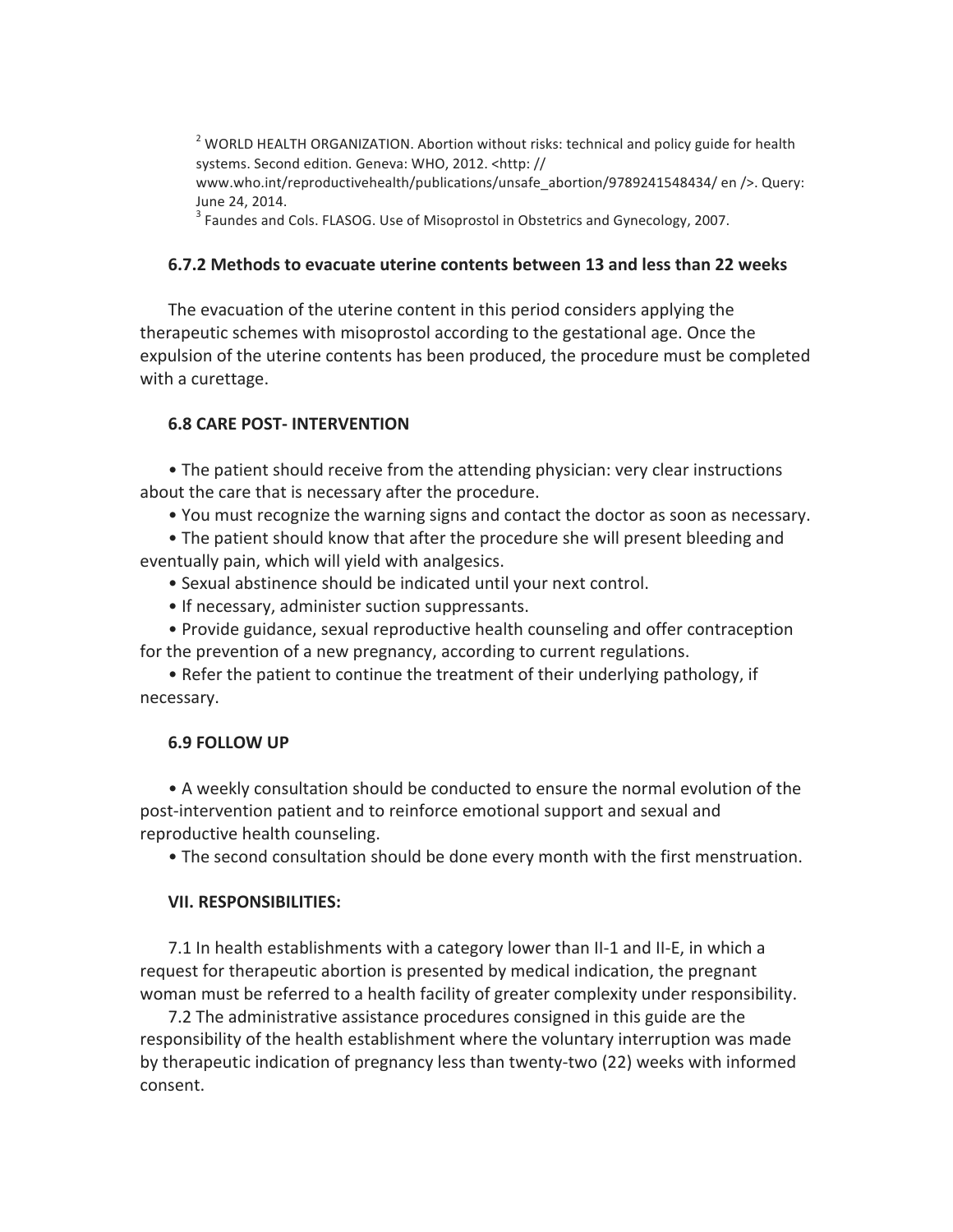[2] WORLD HEALTH ORGANIZATION. Abortion without risks: technical and policy guide for health systems. Second edition. Geneva: WHO, 2012. <http: // www.who.int/reproductivehealth/publications/unsafe_abortion/9789241548434/ en />. Query: June 24, 2014.

[3] Faundes and Cols. FLASOG. Use of Misoprostol in Obstetrics and Gynecology, 2007.

### 6.7.2 Methods to evacuate uterine contents between 13 and less than 22 weeks

The evacuation of the uterine content in this period considers applying the therapeutic schemes with misoprostol according to the gestational age. Once the expulsion of the uterine contents has been produced, the procedure must be completed with a curettage.

### 6.8 CARE POST- INTERVENTION

- The patient should receive from the attending physician: very clear instructions about the care that is necessary after the procedure.
- You must recognize the warning signs and contact the doctor as soon as necessary.
- The patient should know that after the procedure she will present bleeding and eventually pain, which will yield with analgesics.
- Sexual abstinence should be indicated until your next control.
- If necessary, administer suction suppressants.
- Provide guidance, sexual reproductive health counseling and offer contraception for the prevention of a new pregnancy, according to current regulations.
- Refer the patient to continue the treatment of their underlying pathology, if necessary.

### 6.9 FOLLOW UP

- A weekly consultation should be conducted to ensure the normal evolution of the post-intervention patient and to reinforce emotional support and sexual and reproductive health counseling.
- The second consultation should be done every month with the first menstruation.

## VII. RESPONSIBILITIES:

7.1 In health establishments with a category lower than II-1 and II-E, in which a request for therapeutic abortion is presented by medical indication, the pregnant woman must be referred to a health facility of greater complexity under responsibility.

7.2 The administrative assistance procedures consigned in this guide are the responsibility of the health establishment where the voluntary interruption was made by therapeutic indication of pregnancy less than twenty-two (22) weeks with informed consent.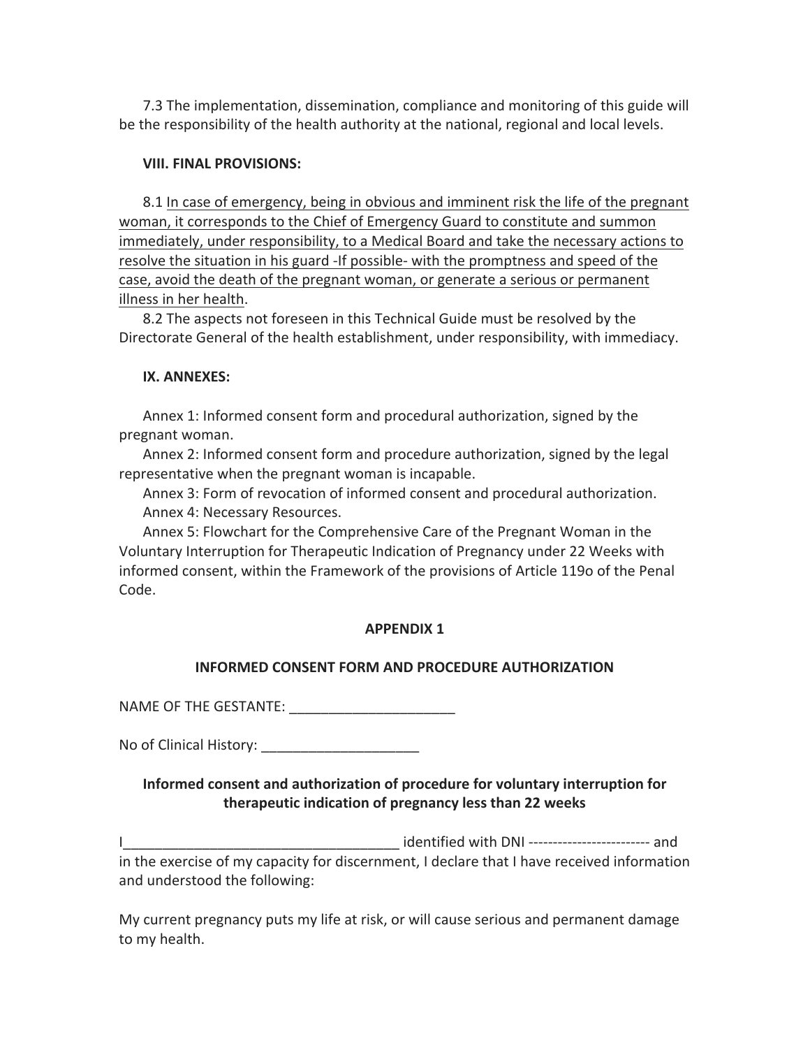7.3 The implementation, dissemination, compliance and monitoring of this guide will be the responsibility of the health authority at the national, regional and local levels.

**VIII. FINAL PROVISIONS:**

8.1 <u>In case of emergency, being in obvious and imminent risk the life of the pregnant woman, it corresponds to the Chief of Emergency Guard to constitute and summon immediately, under responsibility, to a Medical Board and take the necessary actions to resolve the situation in his guard -If possible- with the promptness and speed of the case, avoid the death of the pregnant woman, or generate a serious or permanent illness in her health</u>.

8.2 The aspects not foreseen in this Technical Guide must be resolved by the Directorate General of the health establishment, under responsibility, with immediacy.

**IX. ANNEXES:**

Annex 1: Informed consent form and procedural authorization, signed by the pregnant woman.

Annex 2: Informed consent form and procedure authorization, signed by the legal representative when the pregnant woman is incapable.

Annex 3: Form of revocation of informed consent and procedural authorization.

Annex 4: Necessary Resources.

Annex 5: Flowchart for the Comprehensive Care of the Pregnant Woman in the Voluntary Interruption for Therapeutic Indication of Pregnancy under 22 Weeks with informed consent, within the Framework of the provisions of Article 119o of the Penal Code.

**APPENDIX 1**

**INFORMED CONSENT FORM AND PROCEDURE AUTHORIZATION**

NAME OF THE GESTANTE: _____________________

No of Clinical History: ____________________

**Informed consent and authorization of procedure for voluntary interruption for therapeutic indication of pregnancy less than 22 weeks**

I___________________________________ identified with DNI ------------------------- and in the exercise of my capacity for discernment, I declare that I have received information and understood the following:

My current pregnancy puts my life at risk, or will cause serious and permanent damage to my health.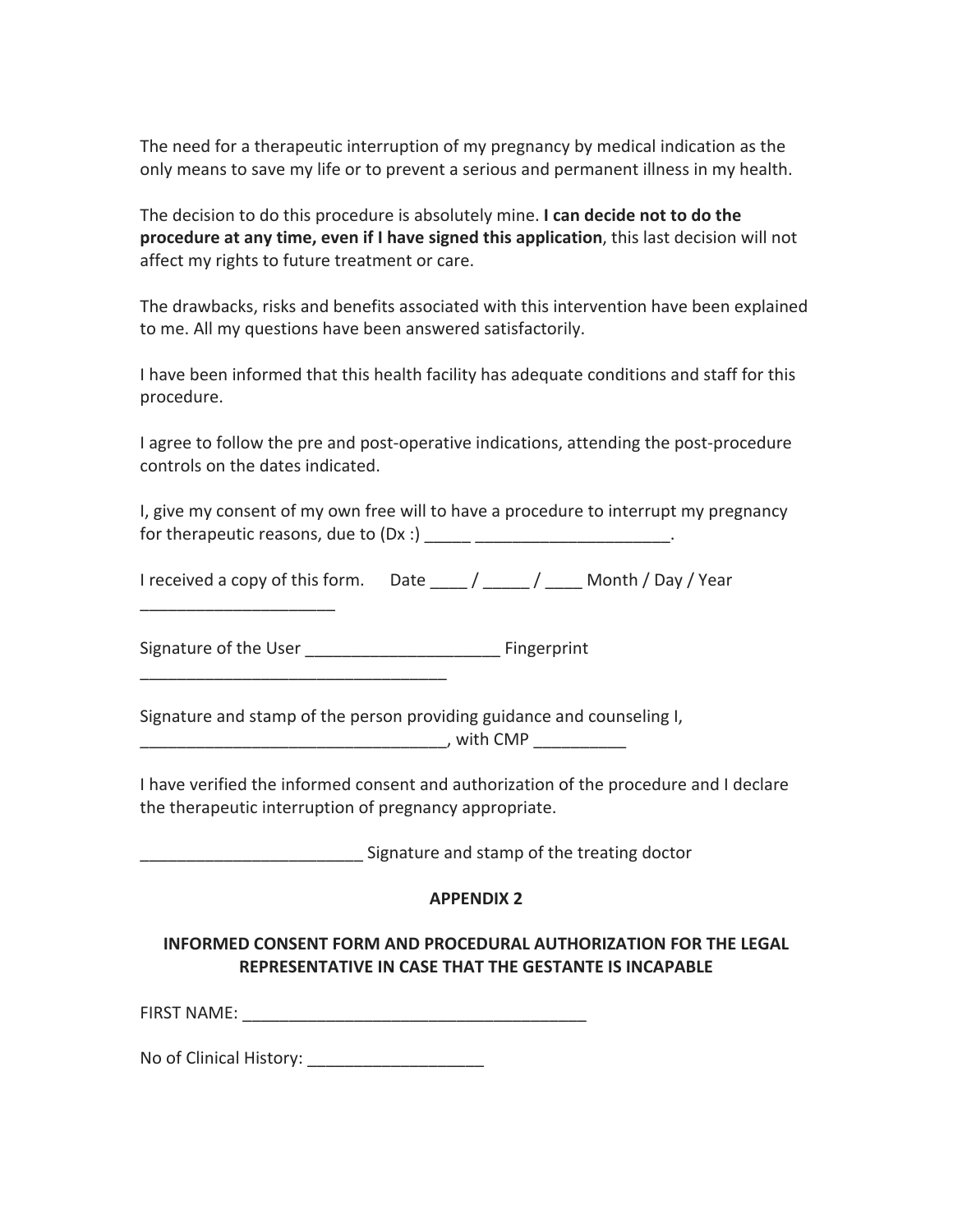The need for a therapeutic interruption of my pregnancy by medical indication as the only means to save my life or to prevent a serious and permanent illness in my health.

The decision to do this procedure is absolutely mine. **I can decide not to do the procedure at any time, even if I have signed this application**, this last decision will not affect my rights to future treatment or care.

The drawbacks, risks and benefits associated with this intervention have been explained to me. All my questions have been answered satisfactorily.

I have been informed that this health facility has adequate conditions and staff for this procedure.

I agree to follow the pre and post-operative indications, attending the post-procedure controls on the dates indicated.

I, give my consent of my own free will to have a procedure to interrupt my pregnancy for therapeutic reasons, due to (Dx :) _____ _____________________.

I received a copy of this form.     Date ____ / _____ / ____ Month / Day / Year _____________________

Signature of the User _____________________ Fingerprint _________________________________

Signature and stamp of the person providing guidance and counseling I, _________________________________, with CMP __________

I have verified the informed consent and authorization of the procedure and I declare the therapeutic interruption of pregnancy appropriate.

________________________ Signature and stamp of the treating doctor

## APPENDIX 2

### INFORMED CONSENT FORM AND PROCEDURAL AUTHORIZATION FOR THE LEGAL REPRESENTATIVE IN CASE THAT THE GESTANTE IS INCAPABLE

FIRST NAME: _____________________________________

No of Clinical History: ___________________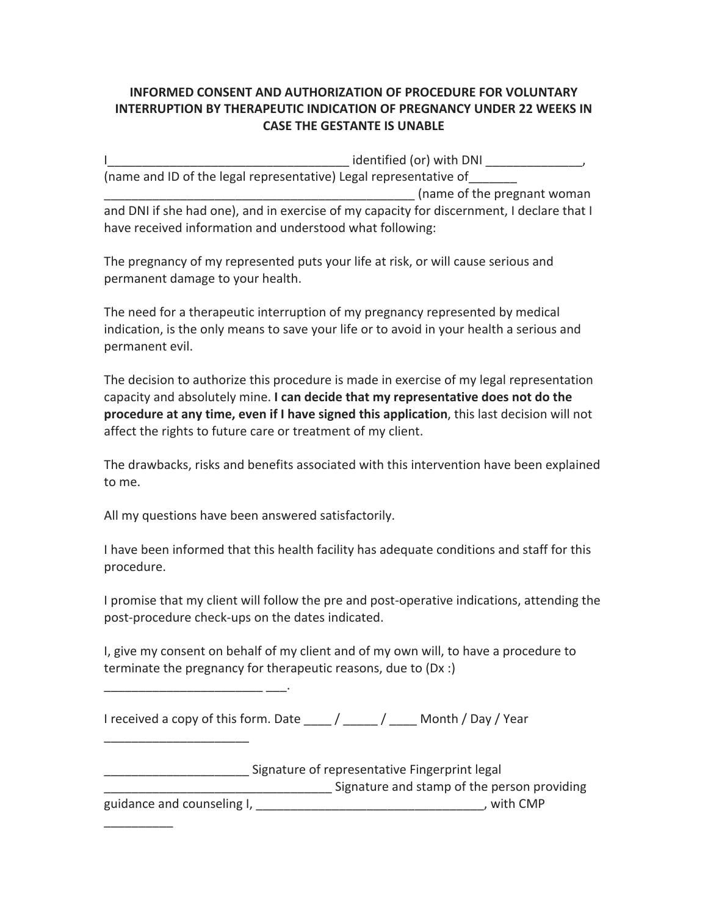**INFORMED CONSENT AND AUTHORIZATION OF PROCEDURE FOR VOLUNTARY INTERRUPTION BY THERAPEUTIC INDICATION OF PREGNANCY UNDER 22 WEEKS IN CASE THE GESTANTE IS UNABLE**

I___________________________________ identified (or) with DNI ______________, (name and ID of the legal representative) Legal representative of_______ _______________________________________________ (name of the pregnant woman and DNI if she had one), and in exercise of my capacity for discernment, I declare that I have received information and understood what following:

The pregnancy of my represented puts your life at risk, or will cause serious and permanent damage to your health.

The need for a therapeutic interruption of my pregnancy represented by medical indication, is the only means to save your life or to avoid in your health a serious and permanent evil.

The decision to authorize this procedure is made in exercise of my legal representation capacity and absolutely mine. **I can decide that my representative does not do the procedure at any time, even if I have signed this application**, this last decision will not affect the rights to future care or treatment of my client.

The drawbacks, risks and benefits associated with this intervention have been explained to me.

All my questions have been answered satisfactorily.

I have been informed that this health facility has adequate conditions and staff for this procedure.

I promise that my client will follow the pre and post-operative indications, attending the post-procedure check-ups on the dates indicated.

I, give my consent on behalf of my client and of my own will, to have a procedure to terminate the pregnancy for therapeutic reasons, due to (Dx :) _______________________ ___.

I received a copy of this form. Date ____ / _____ / ____ Month / Day / Year _____________________

_____________________ Signature of representative Fingerprint legal _________________________________ Signature and stamp of the person providing guidance and counseling I, _________________________________, with CMP __________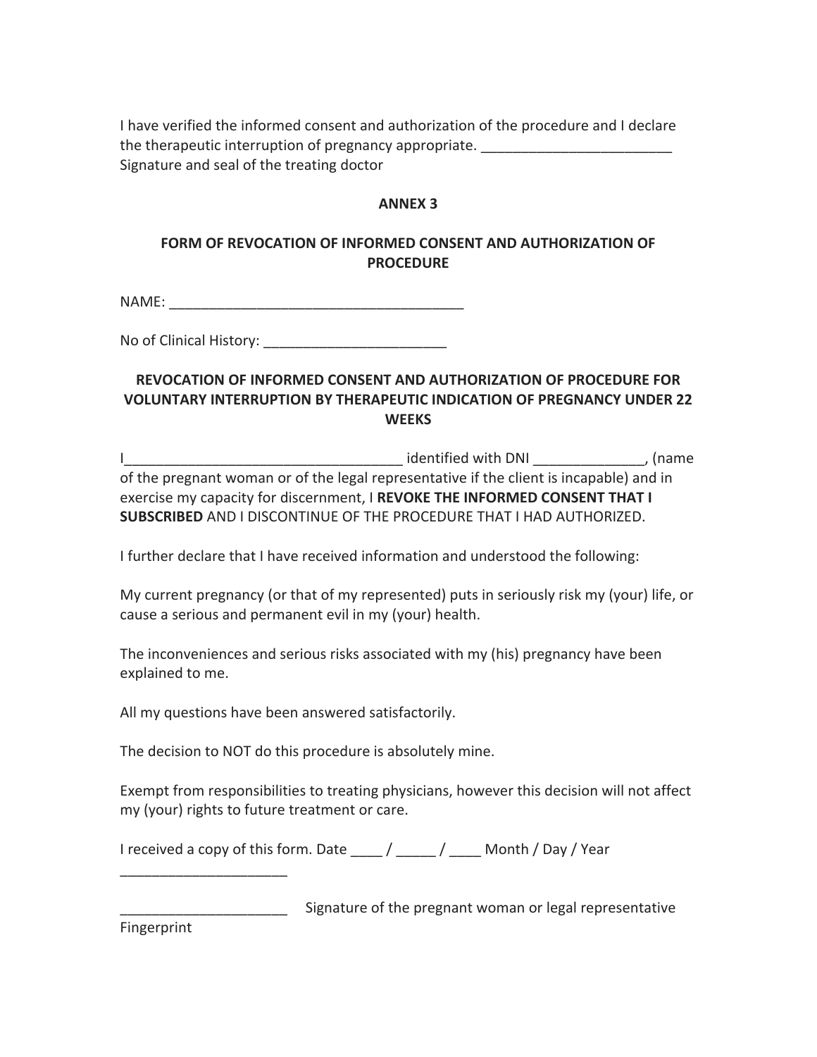I have verified the informed consent and authorization of the procedure and I declare the therapeutic interruption of pregnancy appropriate. ________________________
Signature and seal of the treating doctor

**ANNEX 3**

**FORM OF REVOCATION OF INFORMED CONSENT AND AUTHORIZATION OF PROCEDURE**

NAME: ______________________________________

No of Clinical History: _______________________

**REVOCATION OF INFORMED CONSENT AND AUTHORIZATION OF PROCEDURE FOR VOLUNTARY INTERRUPTION BY THERAPEUTIC INDICATION OF PREGNANCY UNDER 22 WEEKS**

I__________________________________ identified with DNI ______________, (name of the pregnant woman or of the legal representative if the client is incapable) and in exercise my capacity for discernment, I **REVOKE THE INFORMED CONSENT THAT I SUBSCRIBED** AND I DISCONTINUE OF THE PROCEDURE THAT I HAD AUTHORIZED.

I further declare that I have received information and understood the following:

My current pregnancy (or that of my represented) puts in seriously risk my (your) life, or cause a serious and permanent evil in my (your) health.

The inconveniences and serious risks associated with my (his) pregnancy have been explained to me.

All my questions have been answered satisfactorily.

The decision to NOT do this procedure is absolutely mine.

Exempt from responsibilities to treating physicians, however this decision will not affect my (your) rights to future treatment or care.

I received a copy of this form. Date ____ / _____ / ____ Month / Day / Year

_____________________

_____________________ Signature of the pregnant woman or legal representative

Fingerprint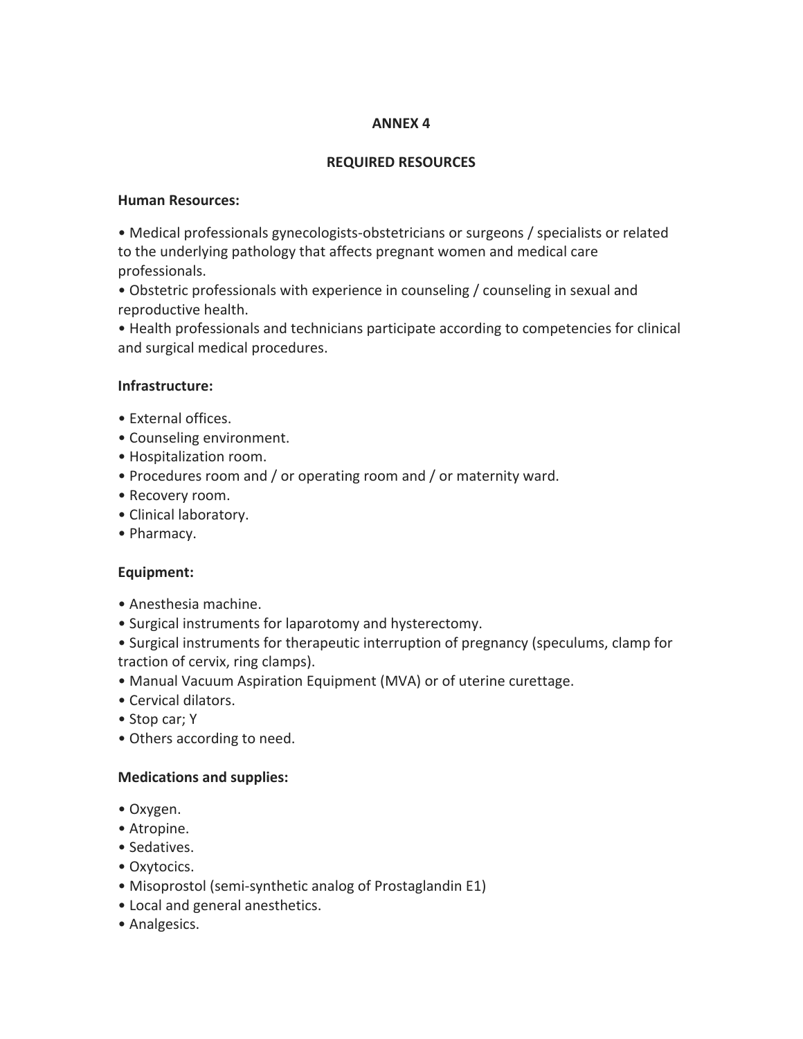# ANNEX 4

## REQUIRED RESOURCES

**Human Resources:**

- Medical professionals gynecologists-obstetricians or surgeons / specialists or related to the underlying pathology that affects pregnant women and medical care professionals.
- Obstetric professionals with experience in counseling / counseling in sexual and reproductive health.
- Health professionals and technicians participate according to competencies for clinical and surgical medical procedures.

**Infrastructure:**

- External offices.
- Counseling environment.
- Hospitalization room.
- Procedures room and / or operating room and / or maternity ward.
- Recovery room.
- Clinical laboratory.
- Pharmacy.

**Equipment:**

- Anesthesia machine.
- Surgical instruments for laparotomy and hysterectomy.
- Surgical instruments for therapeutic interruption of pregnancy (speculums, clamp for traction of cervix, ring clamps).
- Manual Vacuum Aspiration Equipment (MVA) or of uterine curettage.
- Cervical dilators.
- Stop car; Y
- Others according to need.

**Medications and supplies:**

- Oxygen.
- Atropine.
- Sedatives.
- Oxytocics.
- Misoprostol (semi-synthetic analog of Prostaglandin E1)
- Local and general anesthetics.
- Analgesics.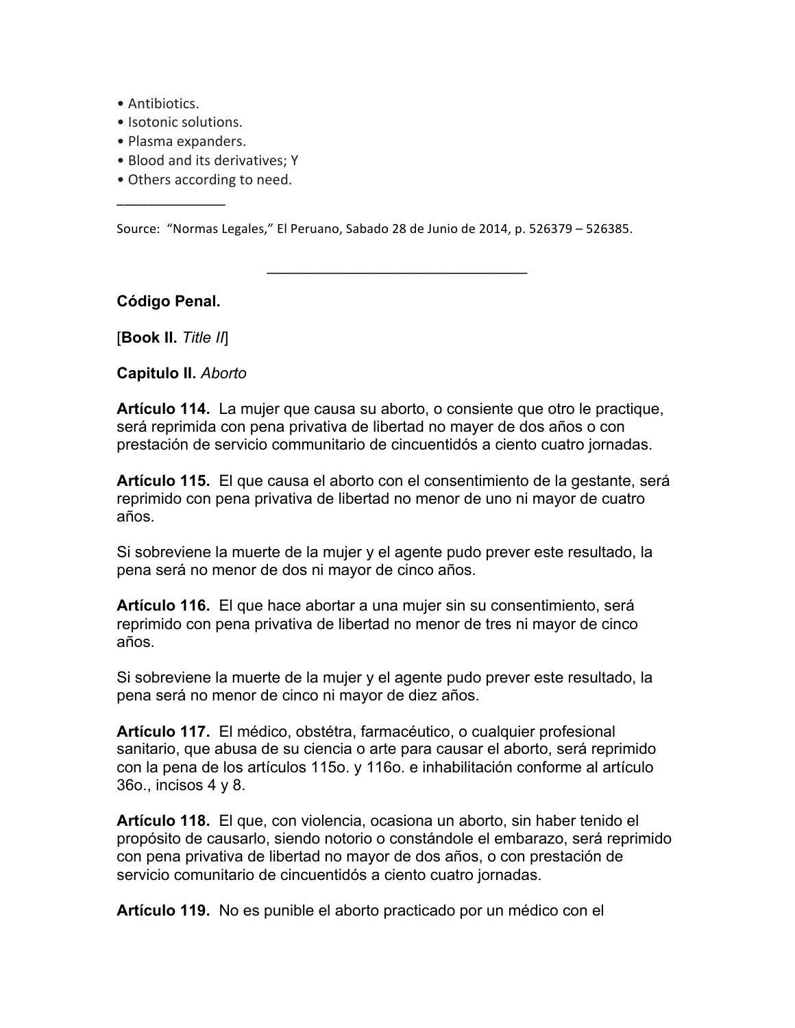- Antibiotics.
- Isotonic solutions.
- Plasma expanders.
- Blood and its derivatives; Y
- Others according to need.

_______________

Source: "Normas Legales," El Peruano, Sabado 28 de Junio de 2014, p. 526379 – 526385.

___________________________________

**Código Penal.**

[**Book II.** *Title II*]

**Capitulo II.** *Aborto*

**Artículo 114.** La mujer que causa su aborto, o consiente que otro le practique, será reprimida con pena privativa de libertad no mayer de dos años o con prestación de servicio communitario de cincuentidós a ciento cuatro jornadas.

**Artículo 115.** El que causa el aborto con el consentimiento de la gestante, será reprimido con pena privativa de libertad no menor de uno ni mayor de cuatro años.

Si sobreviene la muerte de la mujer y el agente pudo prever este resultado, la pena será no menor de dos ni mayor de cinco años.

**Artículo 116.** El que hace abortar a una mujer sin su consentimiento, será reprimido con pena privativa de libertad no menor de tres ni mayor de cinco años.

Si sobreviene la muerte de la mujer y el agente pudo prever este resultado, la pena será no menor de cinco ni mayor de diez años.

**Artículo 117.** El médico, obstétra, farmacéutico, o cualquier profesional sanitario, que abusa de su ciencia o arte para causar el aborto, será reprimido con la pena de los artículos 115o. y 116o. e inhabilitación conforme al artículo 36o., incisos 4 y 8.

**Artículo 118.** El que, con violencia, ocasiona un aborto, sin haber tenido el propósito de causarlo, siendo notorio o constándole el embarazo, será reprimido con pena privativa de libertad no mayor de dos años, o con prestación de servicio comunitario de cincuentidós a ciento cuatro jornadas.

**Artículo 119.** No es punible el aborto practicado por un médico con el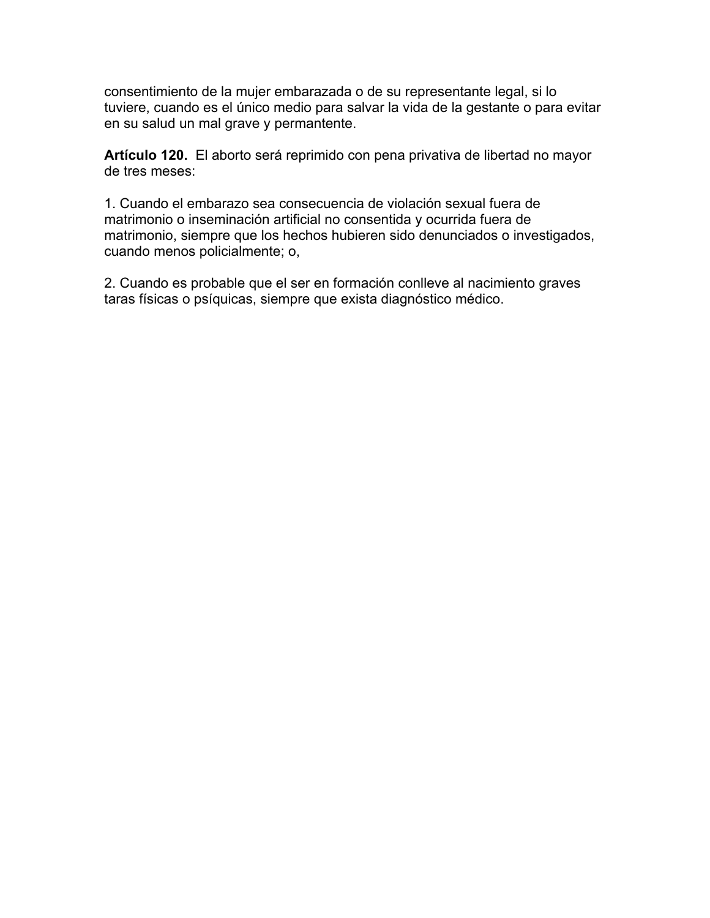consentimiento de la mujer embarazada o de su representante legal, si lo tuviere, cuando es el único medio para salvar la vida de la gestante o para evitar en su salud un mal grave y permantente.

**Artículo 120.** El aborto será reprimido con pena privativa de libertad no mayor de tres meses:

1. Cuando el embarazo sea consecuencia de violación sexual fuera de matrimonio o inseminación artificial no consentida y ocurrida fuera de matrimonio, siempre que los hechos hubieren sido denunciados o investigados, cuando menos policialmente; o,

2. Cuando es probable que el ser en formación conlleve al nacimiento graves taras físicas o psíquicas, siempre que exista diagnóstico médico.